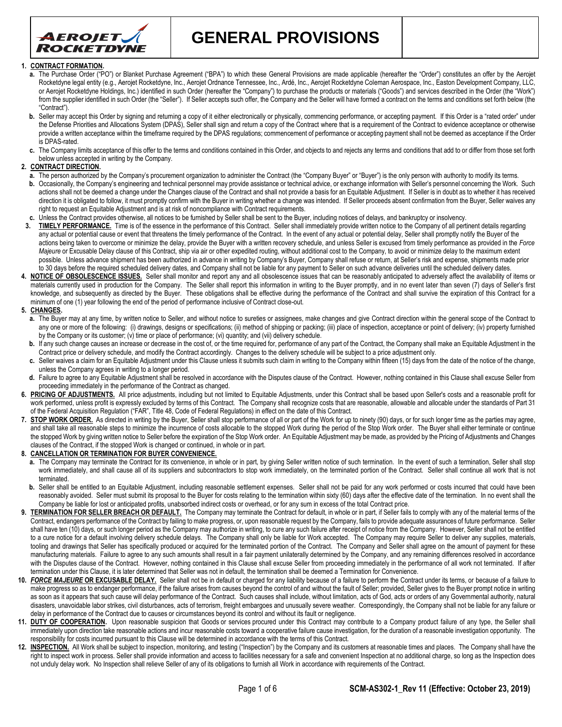# GENERAL PROVISIONS

**1. CONTRACT FORMATION.**

**a.** The Purchase Order ("PO") or Blanket Purchase Agreement ("BPA") to which these General Provisions are made applicable (hereafter the "Order") constitutes an offer by the Aerojet Rocketdyne legal entity (e.g., Aerojet Rocketdyne, Inc., Aerojet Ordnance Tennessee, Inc., Ardé, Inc., Aerojet Rocketdyne Coleman Aerospace, Inc., Easton Development Company, LLC, or Aerojet Rocketdyne Holdings, Inc.) identified in such Order (hereafter the "Company") to purchase the products or materials ("Goods") and services described in the Order (the "Work") from the supplier identified in such Order (the "Seller"). If Seller accepts such offer, the Company and the Seller will have formed a contract on the terms and conditions set forth below (the "Contract").

**b.** Seller may accept this Order by signing and returning a copy of it either electronically or physically, commencing performance, or accepting payment. If this Order is a "rated order" under the Defense Priorities and Allocations System (DPAS), Seller shall sign and return a copy of the Contract where that is a requirement of the Contract to evidence acceptance or otherwise provide a written acceptance within the timeframe required by the DPAS regulations; commencement of performance or accepting payment shall not be deemed as acceptance if the Order is DPAS-rated.

**c.** The Company limits acceptance of this offer to the terms and conditions contained in this Order, and objects to and rejects any terms and conditions that add to or differ from those set forth below unless accepted in writing by the Company.

**2. CONTRACT DIRECTION.**

**a.** The person authorized by the Company's procurement organization to administer the Contract (the "Company Buyer" or "Buyer") is the only person with authority to modify its terms.

**b.** Occasionally, the Company's engineering and technical personnel may provide assistance or technical advice, or exchange information with Seller's personnel concerning the Work. Such actions shall not be deemed a change under the Changes clause of the Contract and shall not provide a basis for an Equitable Adjustment. If Seller is in doubt as to whether it has received direction it is obligated to follow, it must promptly confirm with the Buyer in writing whether a change was intended. If Seller proceeds absent confirmation from the Buyer, Seller waives any right to request an Equitable Adjustment and is at risk of noncompliance with Contract requirements.

**c.** Unless the Contract provides otherwise, all notices to be furnished by Seller shall be sent to the Buyer, including notices of delays, and bankruptcy or insolvency.

**3. TIMELY PERFORMANCE.** Time is of the essence in the performance of this Contract. Seller shall immediately provide written notice to the Company of all pertinent details regarding any actual or potential cause or event that threatens the timely performance of the Contract. In the event of any actual or potential delay, Seller shall promptly notify the Buyer of the actions being taken to overcome or minimize the delay, provide the Buyer with a written recovery schedule, and unless Seller is excused from timely performance as provided in the *Force Majeure* or Excusable Delay clause of this Contract, ship via air or other expedited routing, without additional cost to the Company, to avoid or minimize delay to the maximum extent possible. Unless advance shipment has been authorized in advance in writing by Company's Buyer, Company shall refuse or return, at Seller's risk and expense, shipments made prior to 30 days before the required scheduled delivery dates, and Company shall not be liable for any payment to Seller on such advance deliveries until the scheduled delivery dates.

**4. NOTICE OF OBSOLESCENCE ISSUES.** Seller shall monitor and report any and all obsolescence issues that can be reasonably anticipated to adversely affect the availability of items or materials currently used in production for the Company. The Seller shall report this information in writing to the Buyer promptly, and in no event later than seven (7) days of Seller's first knowledge, and subsequently as directed by the Buyer. These obligations shall be effective during the performance of the Contract and shall survive the expiration of this Contract for a minimum of one (1) year following the end of the period of performance inclusive of Contract close-out.

**5. CHANGES.**

**a.** The Buyer may at any time, by written notice to Seller, and without notice to sureties or assignees, make changes and give Contract direction within the general scope of the Contract to any one or more of the following: (i) drawings, designs or specifications; (ii) method of shipping or packing; (iii) place of inspection, acceptance or point of delivery; (iv) property furnished by the Company or its customer; (v) time or place of performance; (vi) quantity; and (vii) delivery schedule.

**b.** If any such change causes an increase or decrease in the cost of, or the time required for, performance of any part of the Contract, the Company shall make an Equitable Adjustment in the Contract price or delivery schedule, and modify the Contract accordingly. Changes to the delivery schedule will be subject to a price adjustment only.

**c.** Seller waives a claim for an Equitable Adjustment under this Clause unless it submits such claim in writing to the Company within fifteen (15) days from the date of the notice of the change, unless the Company agrees in writing to a longer period.

**d.** Failure to agree to any Equitable Adjustment shall be resolved in accordance with the Disputes clause of the Contract. However, nothing contained in this Clause shall excuse Seller from proceeding immediately in the performance of the Contract as changed.

**6. PRICING OF ADJUSTMENTS.** All price adjustments, including but not limited to Equitable Adjustments, under this Contract shall be based upon Seller's costs and a reasonable profit for work performed, unless profit is expressly excluded by terms of this Contract. The Company shall recognize costs that are reasonable, allowable and allocable under the standards of Part 31 of the Federal Acquisition Regulation ("FAR", Title 48, Code of Federal Regulations) in effect on the date of this Contract.

**7. STOP WORK ORDER.** As directed in writing by the Buyer, Seller shall stop performance of all or part of the Work for up to ninety (90) days, or for such longer time as the parties may agree, and shall take all reasonable steps to minimize the incurrence of costs allocable to the stopped Work during the period of the Stop Work order. The Buyer shall either terminate or continue the stopped Work by giving written notice to Seller before the expiration of the Stop Work order. An Equitable Adjustment may be made, as provided by the Pricing of Adjustments and Changes clauses of the Contract, if the stopped Work is changed or continued, in whole or in part.

**8. CANCELLATION OR TERMINATION FOR BUYER CONVENIENCE.**

**a.** The Company may terminate the Contract for its convenience, in whole or in part, by giving Seller written notice of such termination. In the event of such a termination, Seller shall stop work immediately, and shall cause all of its suppliers and subcontractors to stop work immediately, on the terminated portion of the Contract. Seller shall continue all work that is not terminated.

**b.** Seller shall be entitled to an Equitable Adjustment, including reasonable settlement expenses. Seller shall not be paid for any work performed or costs incurred that could have been reasonably avoided. Seller must submit its proposal to the Buyer for costs relating to the termination within sixty (60) days after the effective date of the termination. In no event shall the Company be liable for lost or anticipated profits, unabsorbed indirect costs or overhead, or for any sum in excess of the total Contract price.

**9. TERMINATION FOR SELLER BREACH OR DEFAULT.** The Company may terminate the Contract for default, in whole or in part, if Seller fails to comply with any of the material terms of the Contract, endangers performance of the Contract by failing to make progress, or, upon reasonable request by the Company, fails to provide adequate assurances of future performance. Seller shall have ten (10) days, or such longer period as the Company may authorize in writing, to cure any such failure after receipt of notice from the Company. However, Seller shall not be entitled to a cure notice for a default involving delivery schedule delays. The Company shall only be liable for Work accepted. The Company may require Seller to deliver any supplies, materials, tooling and drawings that Seller has specifically produced or acquired for the terminated portion of the Contract. The Company and Seller shall agree on the amount of payment for these manufacturing materials. Failure to agree to any such amounts shall result in a fair payment unilaterally determined by the Company, and any remaining differences resolved in accordance with the Disputes clause of the Contract. However, nothing contained in this Clause shall excuse Seller from proceeding immediately in the performance of all work not terminated. If after termination under this Clause, it is later determined that Seller was not in default, the termination shall be deemed a Termination for Convenience.

**10. *FORCE MAJEURE* OR EXCUSABLE DELAY.** Seller shall not be in default or charged for any liability because of a failure to perform the Contract under its terms, or because of a failure to make progress so as to endanger performance, if the failure arises from causes beyond the control of and without the fault of Seller; provided, Seller gives to the Buyer prompt notice in writing as soon as it appears that such cause will delay performance of the Contract. Such causes shall include, without limitation, acts of God, acts or orders of any Governmental authority, natural disasters, unavoidable labor strikes, civil disturbances, acts of terrorism, freight embargoes and unusually severe weather. Correspondingly, the Company shall not be liable for any failure or delay in performance of the Contract due to causes or circumstances beyond its control and without its fault or negligence.

**11. DUTY OF COOPERATION.** Upon reasonable suspicion that Goods or services procured under this Contract may contribute to a Company product failure of any type, the Seller shall immediately upon direction take reasonable actions and incur reasonable costs toward a cooperative failure cause investigation, for the duration of a reasonable investigation opportunity. The responsibility for costs incurred pursuant to this Clause will be determined in accordance with the terms of this Contract.

**12. INSPECTION.** All Work shall be subject to inspection, monitoring, and testing ("Inspection") by the Company and its customers at reasonable times and places. The Company shall have the right to inspect work in process. Seller shall provide information and access to facilities necessary for a safe and convenient Inspection at no additional charge, so long as the Inspection does not unduly delay work. No Inspection shall relieve Seller of any of its obligations to furnish all Work in accordance with requirements of the Contract.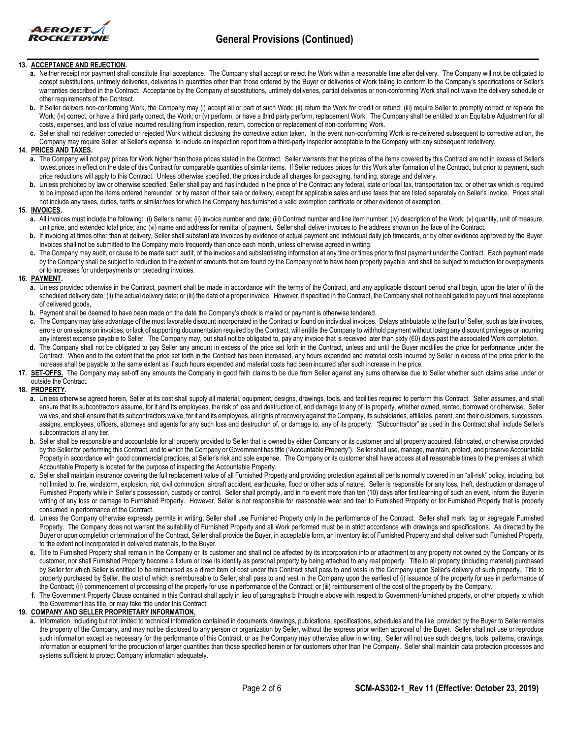# General Provisions (Continued)

**13. ACCEPTANCE AND REJECTION.**

**a.** Neither receipt nor payment shall constitute final acceptance. The Company shall accept or reject the Work within a reasonable time after delivery. The Company will not be obligated to accept substitutions, untimely deliveries, deliveries in quantities other than those ordered by the Buyer or deliveries of Work failing to conform to the Company's specifications or Seller's warranties described in the Contract. Acceptance by the Company of substitutions, untimely deliveries, partial deliveries or non-conforming Work shall not waive the delivery schedule or other requirements of the Contract.

**b.** If Seller delivers non-conforming Work, the Company may (i) accept all or part of such Work; (ii) return the Work for credit or refund; (iii) require Seller to promptly correct or replace the Work; (iv) correct, or have a third party correct, the Work; or (v) perform, or have a third party perform, replacement Work. The Company shall be entitled to an Equitable Adjustment for all costs, expenses, and loss of value incurred resulting from inspection, return, correction or replacement of non-conforming Work.

**c.** Seller shall not redeliver corrected or rejected Work without disclosing the corrective action taken. In the event non-conforming Work is re-delivered subsequent to corrective action, the Company may require Seller, at Seller's expense, to include an inspection report from a third-party inspector acceptable to the Company with any subsequent redelivery.

**14. PRICES AND TAXES.**

**a.** The Company will not pay prices for Work higher than those prices stated in the Contract. Seller warrants that the prices of the items covered by this Contract are not in excess of Seller's lowest prices in effect on the date of this Contract for comparable quantities of similar items. If Seller reduces prices for this Work after formation of the Contract, but prior to payment, such price reductions will apply to this Contract. Unless otherwise specified, the prices include all charges for packaging, handling, storage and delivery.

**b.** Unless prohibited by law or otherwise specified, Seller shall pay and has included in the price of the Contract any federal, state or local tax, transportation tax, or other tax which is required to be imposed upon the items ordered hereunder, or by reason of their sale or delivery, except for applicable sales and use taxes that are listed separately on Seller's invoice. Prices shall not include any taxes, duties, tariffs or similar fees for which the Company has furnished a valid exemption certificate or other evidence of exemption.

**15. INVOICES.**

**a.** All invoices must include the following: (i) Seller's name; (ii) invoice number and date; (iii) Contract number and line item number; (iv) description of the Work; (v) quantity, unit of measure, unit price, and extended total price; and (vi) name and address for remittal of payment. Seller shall deliver invoices to the address shown on the face of the Contract.

**b.** If invoicing at times other than at delivery, Seller shall substantiate invoices by evidence of actual payment and individual daily job timecards, or by other evidence approved by the Buyer. Invoices shall not be submitted to the Company more frequently than once each month, unless otherwise agreed in writing.

**c.** The Company may audit, or cause to be made such audit, of the invoices and substantiating information at any time or times prior to final payment under the Contract. Each payment made by the Company shall be subject to reduction to the extent of amounts that are found by the Company not to have been properly payable, and shall be subject to reduction for overpayments or to increases for underpayments on preceding invoices.

**16. PAYMENT.**

**a.** Unless provided otherwise in the Contract, payment shall be made in accordance with the terms of the Contract, and any applicable discount period shall begin, upon the later of (i) the scheduled delivery date; (ii) the actual delivery date; or (iii) the date of a proper invoice. However, if specified in the Contract, the Company shall not be obligated to pay until final acceptance of delivered goods,

**b.** Payment shall be deemed to have been made on the date the Company's check is mailed or payment is otherwise tendered.

**c.** The Company may take advantage of the most favorable discount incorporated in the Contract or found on individual invoices. Delays attributable to the fault of Seller, such as late invoices, errors or omissions on invoices, or lack of supporting documentation required by the Contract, will entitle the Company to withhold payment without losing any discount privileges or incurring any interest expense payable to Seller. The Company may, but shall not be obligated to, pay any invoice that is received later than sixty (60) days past the associated Work completion.

**d.** The Company shall not be obligated to pay Seller any amount in excess of the price set forth in the Contract, unless and until the Buyer modifies the price for performance under the Contract. When and to the extent that the price set forth in the Contract has been increased, any hours expended and material costs incurred by Seller in excess of the price prior to the increase shall be payable to the same extent as if such hours expended and material costs had been incurred after such increase in the price.

**17. SET-OFFS.** The Company may set-off any amounts the Company in good faith claims to be due from Seller against any sums otherwise due to Seller whether such claims arise under or outside the Contract.

**18. PROPERTY.**

**a.** Unless otherwise agreed herein, Seller at its cost shall supply all material, equipment, designs, drawings, tools, and facilities required to perform this Contract. Seller assumes, and shall ensure that its subcontractors assume, for it and its employees, the risk of loss and destruction of, and damage to any of its property, whether owned, rented, borrowed or otherwise. Seller waives, and shall ensure that its subcontractors waive, for it and its employees, all rights of recovery against the Company, its subsidiaries, affiliates, parent, and their customers, successors, assigns, employees, officers, attorneys and agents for any such loss and destruction of, or damage to, any of its property. "Subcontractor" as used in this Contract shall include Seller's subcontractors at any tier.

**b.** Seller shall be responsible and accountable for all property provided to Seller that is owned by either Company or its customer and all property acquired, fabricated, or otherwise provided by the Seller for performing this Contract, and to which the Company or Government has title ("Accountable Property"). Seller shall use, manage, maintain, protect, and preserve Accountable Property in accordance with good commercial practices, at Seller's risk and sole expense. The Company or its customer shall have access at all reasonable times to the premises at which Accountable Property is located for the purpose of inspecting the Accountable Property.

**c.** Seller shall maintain insurance covering the full replacement value of all Furnished Property and providing protection against all perils normally covered in an "all-risk" policy, including, but not limited to, fire, windstorm, explosion, riot, civil commotion, aircraft accident, earthquake, flood or other acts of nature. Seller is responsible for any loss, theft, destruction or damage of Furnished Property while in Seller's possession, custody or control. Seller shall promptly, and in no event more than ten (10) days after first learning of such an event, inform the Buyer in writing of any loss or damage to Furnished Property. However, Seller is not responsible for reasonable wear and tear to Furnished Property or for Furnished Property that is properly consumed in performance of the Contract.

**d.** Unless the Company otherwise expressly permits in writing, Seller shall use Furnished Property only in the performance of the Contract. Seller shall mark, tag or segregate Furnished Property. The Company does not warrant the suitability of Furnished Property and all Work performed must be in strict accordance with drawings and specifications. As directed by the Buyer or upon completion or termination of the Contract, Seller shall provide the Buyer, in acceptable form, an inventory list of Furnished Property and shall deliver such Furnished Property, to the extent not incorporated in delivered materials, to the Buyer.

**e.** Title to Furnished Property shall remain in the Company or its customer and shall not be affected by its incorporation into or attachment to any property not owned by the Company or its customer, nor shall Furnished Property become a fixture or lose its identity as personal property by being attached to any real property. Title to all property (including material) purchased by Seller for which Seller is entitled to be reimbursed as a direct item of cost under this Contract shall pass to and vests in the Company upon Seller's delivery of such property. Title to property purchased by Seller, the cost of which is reimbursable to Seller, shall pass to and vest in the Company upon the earliest of (i) issuance of the property for use in performance of the Contract; (ii) commencement of processing of the property for use in performance of the Contract; or (iii) reimbursement of the cost of the property by the Company.

**f.** The Government Property Clause contained in this Contract shall apply in lieu of paragraphs b through e above with respect to Government-furnished property, or other property to which the Government has title, or may take title under this Contract.

**19. COMPANY AND SELLER PROPRIETARY INFORMATION.**

**a.** Information, including but not limited to technical information contained in documents, drawings, publications, specifications, schedules and the like, provided by the Buyer to Seller remains the property of the Company, and may not be disclosed to any person or organization by Seller, without the express prior written approval of the Buyer. Seller shall not use or reproduce such information except as necessary for the performance of this Contract, or as the Company may otherwise allow in writing. Seller will not use such designs, tools, patterns, drawings, information or equipment for the production of larger quantities than those specified herein or for customers other than the Company. Seller shall maintain data protection processes and systems sufficient to protect Company information adequately.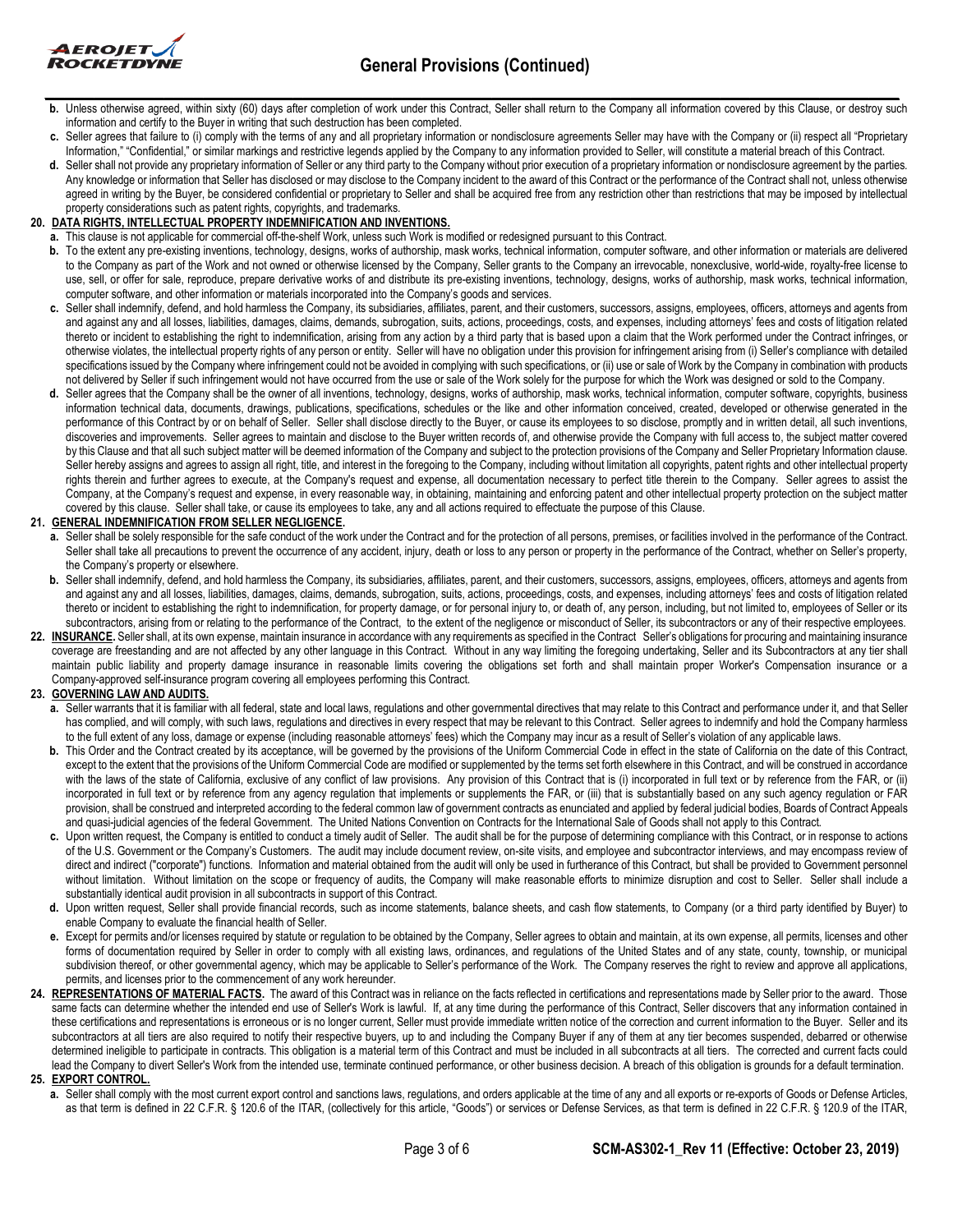b. Unless otherwise agreed, within sixty (60) days after completion of work under this Contract, Seller shall return to the Company all information covered by this Clause, or destroy such information and certify to the Buyer in writing that such destruction has been completed.

c. Seller agrees that failure to (i) comply with the terms of any and all proprietary information or nondisclosure agreements Seller may have with the Company or (ii) respect all "Proprietary Information," "Confidential," or similar markings and restrictive legends applied by the Company to any information provided to Seller, will constitute a material breach of this Contract.

d. Seller shall not provide any proprietary information of Seller or any third party to the Company without prior execution of a proprietary information or nondisclosure agreement by the parties. Any knowledge or information that Seller has disclosed or may disclose to the Company incident to the award of this Contract or the performance of the Contract shall not, unless otherwise agreed in writing by the Buyer, be considered confidential or proprietary to Seller and shall be acquired free from any restriction other than restrictions that may be imposed by intellectual property considerations such as patent rights, copyrights, and trademarks.

**20. DATA RIGHTS, INTELLECTUAL PROPERTY INDEMNIFICATION AND INVENTIONS.**

a. This clause is not applicable for commercial off-the-shelf Work, unless such Work is modified or redesigned pursuant to this Contract.

b. To the extent any pre-existing inventions, technology, designs, works of authorship, mask works, technical information, computer software, and other information or materials are delivered to the Company as part of the Work and not owned or otherwise licensed by the Company, Seller grants to the Company an irrevocable, nonexclusive, world-wide, royalty-free license to use, sell, or offer for sale, reproduce, prepare derivative works of and distribute its pre-existing inventions, technology, designs, works of authorship, mask works, technical information, computer software, and other information or materials incorporated into the Company's goods and services.

c. Seller shall indemnify, defend, and hold harmless the Company, its subsidiaries, affiliates, parent, and their customers, successors, assigns, employees, officers, attorneys and agents from and against any and all losses, liabilities, damages, claims, demands, subrogation, suits, actions, proceedings, costs, and expenses, including attorneys' fees and costs of litigation related thereto or incident to establishing the right to indemnification, arising from any action by a third party that is based upon a claim that the Work performed under the Contract infringes, or otherwise violates, the intellectual property rights of any person or entity. Seller will have no obligation under this provision for infringement arising from (i) Seller's compliance with detailed specifications issued by the Company where infringement could not be avoided in complying with such specifications, or (ii) use or sale of Work by the Company in combination with products not delivered by Seller if such infringement would not have occurred from the use or sale of the Work solely for the purpose for which the Work was designed or sold to the Company.

d. Seller agrees that the Company shall be the owner of all inventions, technology, designs, works of authorship, mask works, technical information, computer software, business information technical data, documents, drawings, publications, specifications, schedules or the like and other information conceived, created, developed or otherwise generated in the performance of this Contract by or on behalf of Seller. Seller shall disclose directly to the Buyer, or cause its employees to so disclose, promptly and in written detail, all such inventions, discoveries and improvements. Seller agrees to maintain and disclose to the Buyer written records of, and otherwise provide the Company with full access to, the subject matter covered by this Clause and that all such subject matter will be deemed information of the Company and subject to the protection provisions of the Company and Seller Proprietary Information clause. Seller hereby assigns and agrees to assign all right, title, and interest in the foregoing to the Company, including without limitation all copyrights, patent rights and other intellectual property rights therein and further agrees to execute, at the Company's request and expense, all documentation necessary to perfect title therein to the Company. Seller agrees to assist the Company, at the Company's request and expense, in every reasonable way, in obtaining, maintaining and enforcing patent and other intellectual property protection on the subject matter covered by this clause. Seller shall take, or cause its employees to take, any and all actions required to effectuate the purpose of this Clause.

**21. GENERAL INDEMNIFICATION FROM SELLER NEGLIGENCE.**

a. Seller shall be solely responsible for the safe conduct of the work under the Contract and for the protection of all persons, premises, or facilities involved in the performance of the Contract. Seller shall take all precautions to prevent the occurrence of any accident, injury, death or loss to any person or property in the performance of the Contract, whether on Seller's property, the Company's property or elsewhere.

b. Seller shall indemnify, defend, and hold harmless the Company, its subsidiaries, affiliates, parent, and their customers, successors, assigns, employees, officers, attorneys and agents from and against any and all losses, liabilities, damages, claims, demands, subrogation, suits, actions, proceedings, costs, and expenses, including attorneys' fees and costs of litigation related thereto or incident to establishing the right to indemnification, for property damage, or for personal injury to, or death of, any person, including, but not limited to, employees of Seller or its subcontractors, arising from or relating to the performance of the Contract, to the extent of the negligence or misconduct of Seller, its subcontractors or any of their respective employees.

**22. INSURANCE.** Seller shall, at its own expense, maintain insurance in accordance with any requirements as specified in the Contract Seller's obligations for procuring and maintaining insurance coverage are freestanding and are not affected by any other language in this Contract. Without in any way limiting the foregoing undertaking, Seller and its Subcontractors at any tier shall maintain public liability and property damage insurance in reasonable limits covering the obligations set forth and shall maintain proper Worker's Compensation insurance or a Company-approved self-insurance program covering all employees performing this Contract.

**23. GOVERNING LAW AND AUDITS.**

a. Seller warrants that it is familiar with all federal, state and local laws, regulations and other governmental directives that may relate to this Contract and performance under it, and that Seller has complied, and will comply, with such laws, regulations and directives in every respect that may be relevant to this Contract. Seller agrees to indemnify and hold the Company harmless to the full extent of any loss, damage or expense (including reasonable attorneys' fees) which the Company may incur as a result of Seller's violation of any applicable laws.

b. This Order and the Contract created by its acceptance, will be governed by the provisions of the Uniform Commercial Code in effect in the state of California on the date of this Contract, except to the extent that the provisions of the Uniform Commercial Code are modified or supplemented by the terms set forth elsewhere in this Contract, and will be construed in accordance with the laws of the state of California, exclusive of any conflict of law provisions. Any provision of this Contract that is (i) incorporated in full text or by reference from the FAR, or (ii) incorporated in full text or by reference from any agency regulation that implements or supplements the FAR, or (iii) that is substantially based on any such agency regulation or FAR provision, shall be construed and interpreted according to the federal common law of government contracts as enunciated and applied by federal judicial bodies, Boards of Contract Appeals and quasi-judicial agencies of the federal Government. The United Nations Convention on Contracts for the International Sale of Goods shall not apply to this Contract.

c. Upon written request, the Company is entitled to conduct a timely audit of Seller. The audit shall be for the purpose of determining compliance with this Contract, or in response to actions of the U.S. Government or the Company's Customers. The audit may include document review, on-site visits, and employee and subcontractor interviews, and may encompass review of direct and indirect ("corporate") functions. Information and material obtained from the audit will only be used in furtherance of this Contract, but shall be provided to Government personnel without limitation. Without limitation on the scope or frequency of audits, the Company will make reasonable efforts to minimize disruption and cost to Seller. Seller shall include a substantially identical audit provision in all subcontracts in support of this Contract.

d. Upon written request, Seller shall provide financial records, such as income statements, balance sheets, and cash flow statements, to Company (or a third party identified by Buyer) to enable Company to evaluate the financial health of Seller.

e. Except for permits and/or licenses required by statute or regulation to be obtained by the Company, Seller agrees to obtain and maintain, at its own expense, all permits, licenses and other forms of documentation required by Seller in order to comply with all existing laws, ordinances, and regulations of the United States and of any state, county, township, or municipal subdivision thereof, or other governmental agency, which may be applicable to Seller's performance of the Work. The Company reserves the right to review and approve all applications, permits, and licenses prior to the commencement of any work hereunder.

**24. REPRESENTATIONS OF MATERIAL FACTS.** The award of this Contract was in reliance on the facts reflected in certifications and representations made by Seller prior to the award. Those same facts can determine whether the intended end use of Seller's Work is lawful. If, at any time during the performance of this Contract, Seller discovers that any information contained in these certifications and representations is erroneous or is no longer current, Seller must provide immediate written notice of the correction and current information to the Buyer. Seller and its subcontractors at all tiers are also required to notify their respective buyers, up to and including the Company Buyer if any of them at any tier becomes suspended, debarred or otherwise determined ineligible to participate in contracts. This obligation is a material term of this Contract and must be included in all subcontracts at all tiers. The corrected and current facts could lead the Company to divert Seller's Work from the intended use, terminate continued performance, or other business decision. A breach of this obligation is grounds for a default termination.

**25. EXPORT CONTROL.**

a. Seller shall comply with the most current export control and sanctions laws, regulations, and orders applicable at the time of any and all exports or re-exports of Goods or Defense Articles, as that term is defined in 22 C.F.R. § 120.6 of the ITAR, (collectively for this article, "Goods") or services or Defense Services, as that term is defined in 22 C.F.R. § 120.9 of the ITAR,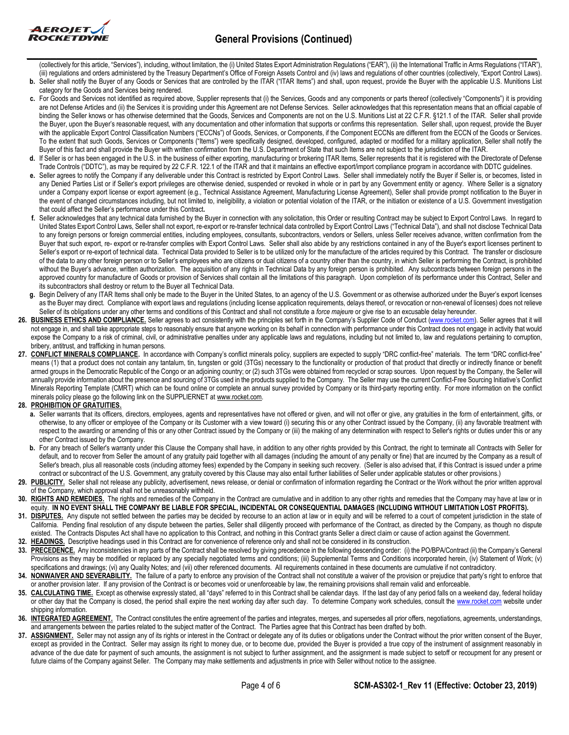(collectively for this article, "Services"), including, without limitation, the (i) United States Export Administration Regulations ("EAR"), (ii) the International Traffic in Arms Regulations ("ITAR"), (iii) regulations and orders administered by the Treasury Department's Office of Foreign Assets Control and (iv) laws and regulations of other countries (collectively, "Export Control Laws).

**b.** Seller shall notify the Buyer of any Goods or Services that are controlled by the ITAR ("ITAR Items") and shall, upon request, provide the Buyer with the applicable U.S. Munitions List category for the Goods and Services being rendered.

**c.** For Goods and Services not identified as required above, Supplier represents that (i) the Services, Goods and any components or parts thereof (collectively "Components") it is providing are not Defense Articles and (ii) the Services it is providing under this Agreement are not Defense Services. Seller acknowledges that this representation means that an official capable of binding the Seller knows or has otherwise determined that the Goods, Services and Components are not on the U.S. Munitions List at 22 C.F.R. §121.1 of the ITAR. Seller shall provide the Buyer, upon the Buyer's reasonable request, with any documentation and other information that supports or confirms this representation. Seller shall, upon request, provide the Buyer with the applicable Export Control Classification Numbers ("ECCNs") of Goods, Services, or Components, if the Component ECCNs are different from the ECCN of the Goods or Services. To the extent that such Goods, Services or Components ("Items") were specifically designed, developed, configured, adapted or modified for a military application, Seller shall notify the Buyer of this fact and shall provide the Buyer with written confirmation from the U.S. Department of State that such Items are not subject to the jurisdiction of the ITAR.

**d.** If Seller is or has been engaged in the U.S. in the business of either exporting, manufacturing or brokering ITAR Items, Seller represents that it is registered with the Directorate of Defense Trade Controls ("DDTC"), as may be required by 22 C.F.R. 122.1 of the ITAR and that it maintains an effective export/import compliance program in accordance with DDTC guidelines.

**e.** Seller agrees to notify the Company if any deliverable under this Contract is restricted by Export Control Laws. Seller shall immediately notify the Buyer if Seller is, or becomes, listed in any Denied Parties List or if Seller's export privileges are otherwise denied, suspended or revoked in whole or in part by any Government entity or agency. Where Seller is a signatory under a Company export license or export agreement (e.g., Technical Assistance Agreement, Manufacturing License Agreement), Seller shall provide prompt notification to the Buyer in the event of changed circumstances including, but not limited to, ineligibility, a violation or potential violation of the ITAR, or the initiation or existence of a U.S. Government investigation that could affect the Seller's performance under this Contract**.**

**f.** Seller acknowledges that any technical data furnished by the Buyer in connection with any solicitation, this Order or resulting Contract may be subject to Export Control Laws. In regard to United States Export Control Laws, Seller shall not export, re-export or re-transfer technical data controlled by Export Control Laws ("Technical Data"), and shall not disclose Technical Data to any foreign persons or foreign commercial entities, including employees, consultants, subcontractors, vendors or Sellers, unless Seller receives advance, written confirmation from the Buyer that such export, re- export or re-transfer complies with Export Control Laws. Seller shall also abide by any restrictions contained in any of the Buyer's export licenses pertinent to Seller's export or re-export of technical data. Technical Data provided to Seller is to be utilized only for the manufacture of the articles required by this Contract. The transfer or disclosure of the data to any other foreign person or to Seller's employees who are citizens or dual citizens of a country other than the country, in which Seller is performing the Contract, is prohibited without the Buyer's advance, written authorization. The acquisition of any rights in Technical Data by any foreign person is prohibited. Any subcontracts between foreign persons in the approved country for manufacture of Goods or provision of Services shall contain all the limitations of this paragraph. Upon completion of its performance under this Contract, Seller and its subcontractors shall destroy or return to the Buyer all Technical Data.

**g.** Begin Delivery of any ITAR Items shall only be made to the Buyer in the United States, to an agency of the U.S. Government or as otherwise authorized under the Buyer's export licenses as the Buyer may direct. Compliance with export laws and regulations (including license application requirements, delays thereof, or revocation or non-renewal of licenses) does not relieve Seller of its obligations under any other terms and conditions of this Contract and shall not constitute a *force majeure* or give rise to an excusable delay hereunder.

**26. BUSINESS ETHICS AND COMPLIANCE.** Seller agrees to act consistently with the principles set forth in the Company's Supplier Code of Conduct (www.rocket.com). Seller agrees that it will not engage in, and shall take appropriate steps to reasonably ensure that anyone working on its behalf in connection with performance under this Contract does not engage in activity that would expose the Company to a risk of criminal, civil, or administrative penalties under any applicable laws and regulations, including but not limited to, law and regulations pertaining to corruption, bribery, antitrust, and trafficking in human persons.

**27. CONFLICT MINERALS COMPLIANCE.** In accordance with Company's conflict minerals policy, suppliers are expected to supply "DRC conflict-free" materials. The term "DRC conflict-free" means (1) that a product does not contain any tantalum, tin, tungsten or gold (3TGs) necessary to the functionality or production of that product that directly or indirectly finance or benefit armed groups in the Democratic Republic of the Congo or an adjoining country; or (2) such 3TGs were obtained from recycled or scrap sources. Upon request by the Company, the Seller will annually provide information about the presence and sourcing of 3TGs used in the products supplied to the Company. The Seller may use the current Conflict-Free Sourcing Initiative's Conflict Minerals Reporting Template (CMRT) which can be found online or complete an annual survey provided by Company or its third-party reporting entity. For more information on the conflict minerals policy please go the following link on the SUPPLIERNET at www.rocket.com.

**28. PROHIBITION OF GRATUITIES.**

**a.** Seller warrants that its officers, directors, employees, agents and representatives have not offered or given, and will not offer or give, any gratuities in the form of entertainment, gifts, or otherwise, to any officer or employee of the Company or its Customer with a view toward (i) securing this or any other Contract issued by the Company, (ii) any favorable treatment with respect to the awarding or amending of this or any other Contract issued by the Company or (iii) the making of any determination with respect to Seller's rights or duties under this or any other Contract issued by the Company.

**b.** For any breach of Seller's warranty under this Clause the Company shall have, in addition to any other rights provided by this Contract, the right to terminate all Contracts with Seller for default, and to recover from Seller the amount of any gratuity paid together with all damages (including the amount of any penalty or fine) that are incurred by the Company as a result of Seller's breach, plus all reasonable costs (including attorney fees) expended by the Company in seeking such recovery. (Seller is also advised that, if this Contract is issued under a prime contract or subcontract of the U.S. Government, any gratuity covered by this Clause may also entail further liabilities of Seller under applicable statutes or other provisions.)

**29. PUBLICITY.** Seller shall not release any publicity, advertisement, news release, or denial or confirmation of information regarding the Contract or the Work without the prior written approval of the Company, which approval shall not be unreasonably withheld.

**30. RIGHTS AND REMEDIES.** The rights and remedies of the Company in the Contract are cumulative and in addition to any other rights and remedies that the Company may have at law or in equity. **IN NO EVENT SHALL THE COMPANY BE LIABLE FOR SPECIAL, INCIDENTAL OR CONSEQUENTIAL DAMAGES (INCLUDING WITHOUT LIMITATION LOST PROFITS).**

**31. DISPUTES.** Any dispute not settled between the parties may be decided by recourse to an action at law or in equity and will be referred to a court of competent jurisdiction in the state of California. Pending final resolution of any dispute between the parties, Seller shall diligently proceed with performance of the Contract, as directed by the Company, as though no dispute existed. The Contracts Disputes Act shall have no application to this Contract, and nothing in this Contract grants Seller a direct claim or cause of action against the Government.

**32. HEADINGS.** Descriptive headings used in this Contract are for convenience of reference only and shall not be considered in its construction.

**33. PRECEDENCE.** Any inconsistencies in any parts of the Contract shall be resolved by giving precedence in the following descending order: (i) the PO/BPA/Contract (ii) the Company's General Provisions as they may be modified or replaced by any specially negotiated terms and conditions; (iii) Supplemental Terms and Conditions incorporated herein, (iv) Statement of Work; (v) specifications and drawings; (vi) any Quality Notes; and (vii) other referenced documents. All requirements contained in these documents are cumulative if not contradictory.

**34. NONWAIVER AND SEVERABILITY.** The failure of a party to enforce any provision of the Contract shall not constitute a waiver of the provision or prejudice that party's right to enforce that or another provision later. If any provision of the Contract is or becomes void or unenforceable by law, the remaining provisions shall remain valid and enforceable.

**35. CALCULATING TIME.** Except as otherwise expressly stated, all "days" referred to in this Contract shall be calendar days. If the last day of any period falls on a weekend day, federal holiday or other day that the Company is closed, the period shall expire the next working day after such day. To determine Company work schedules, consult the www.rocket.com website under shipping information.

**36. INTEGRATED AGREEMENT.** The Contract constitutes the entire agreement of the parties and integrates, merges, and supersedes all prior offers, negotiations, agreements, understandings, and arrangements between the parties related to the subject matter of the Contract. The Parties agree that this Contract has been drafted by both.

**37. ASSIGNMENT.** Seller may not assign any of its rights or interest in the Contract or delegate any of its duties or obligations under the Contract without the prior written consent of the Buyer, except as provided in the Contract. Seller may assign its right to money due, or to become due, provided the Buyer is provided a true copy of the instrument of assignment reasonably in advance of the due date for payment of such amounts, the assignment is not subject to further assignment, and the assignment is made subject to setoff or recoupment for any present or future claims of the Company against Seller. The Company may make settlements and adjustments in price with Seller without notice to the assignee.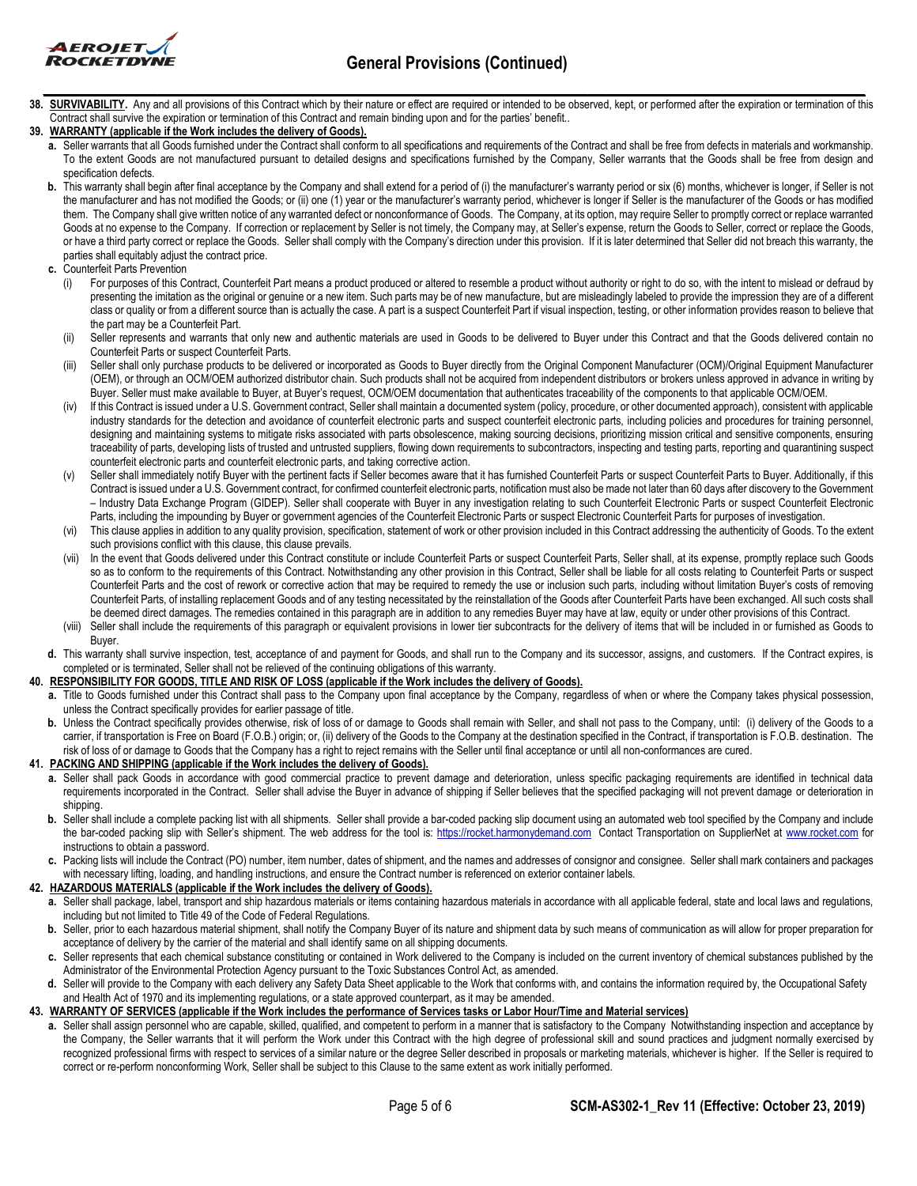**38. SURVIVABILITY.** Any and all provisions of this Contract which by their nature or effect are required or intended to be observed, kept, or performed after the expiration or termination of this Contract shall survive the expiration or termination of this Contract and remain binding upon and for the parties' benefit..

**39. WARRANTY (applicable if the Work includes the delivery of Goods).**

**a.** Seller warrants that all Goods furnished under the Contract shall conform to all specifications and requirements of the Contract and shall be free from defects in materials and workmanship. To the extent Goods are not manufactured pursuant to detailed designs and specifications furnished by the Company, Seller warrants that the Goods shall be free from design and specification defects.

**b.** This warranty shall begin after final acceptance by the Company and shall extend for a period of (i) the manufacturer's warranty period or six (6) months, whichever is longer, if Seller is not the manufacturer and has not modified the Goods; or (ii) one (1) year or the manufacturer's warranty period, whichever is longer if Seller is the manufacturer of the Goods or has modified them. The Company shall give written notice of any warranted defect or nonconformance of Goods. The Company, at its option, may require Seller to promptly correct or replace warranted Goods at no expense to the Company. If correction or replacement by Seller is not timely, the Company may, at Seller's expense, return the Goods to Seller, correct or replace the Goods, or have a third party correct or replace the Goods. Seller shall comply with the Company's direction under this provision. If it is later determined that Seller did not breach this warranty, the parties shall equitably adjust the contract price.

**c.** Counterfeit Parts Prevention

(i) For purposes of this Contract, Counterfeit Part means a product produced or altered to resemble a product without authority or right to do so, with the intent to mislead or defraud by presenting the imitation as the original or genuine or a new item. Such parts may be of new manufacture, but are misleadingly labeled to provide the impression they are of a different class or quality or from a different source than is actually the case. A part is a suspect Counterfeit Part if visual inspection, testing, or other information provides reason to believe that the part may be a Counterfeit Part.

(ii) Seller represents and warrants that only new and authentic materials are used in Goods to be delivered to Buyer under this Contract and that the Goods delivered contain no Counterfeit Parts or suspect Counterfeit Parts.

(iii) Seller shall only purchase products to be delivered or incorporated as Goods to Buyer directly from the Original Component Manufacturer (OCM)/Original Equipment Manufacturer (OEM), or through an OCM/OEM authorized distributor chain. Such products shall not be acquired from independent distributors or brokers unless approved in advance in writing by Buyer. Seller must make available to Buyer, at Buyer's request, OCM/OEM documentation that authenticates traceability of the components to that applicable OCM/OEM.

(iv) If this Contract is issued under a U.S. Government contract, Seller shall maintain a documented system (policy, procedure, or other documented approach), consistent with applicable industry standards for the detection and avoidance of counterfeit electronic parts and suspect counterfeit electronic parts, including policies and procedures for training personnel, designing and maintaining systems to mitigate risks associated with parts obsolescence, making sourcing decisions, prioritizing mission critical and sensitive components, ensuring traceability of parts, developing lists of trusted and untrusted suppliers, flowing down requirements to subcontractors, inspecting and testing parts, reporting and quarantining suspect counterfeit electronic parts and counterfeit electronic parts, and taking corrective action.

(v) Seller shall immediately notify Buyer with the pertinent facts if Seller becomes aware that it has furnished Counterfeit Parts or suspect Counterfeit Parts to Buyer. Additionally, if this Contract is issued under a U.S. Government contract, for confirmed counterfeit electronic parts, notification must also be made not later than 60 days after discovery to the Government – Industry Data Exchange Program (GIDEP). Seller shall cooperate with Buyer in any investigation relating to such Counterfeit Electronic Parts or suspect Counterfeit Electronic Parts, including the impounding by Buyer or government agencies of the Counterfeit Electronic Parts or suspect Electronic Counterfeit Parts for purposes of investigation.

(vi) This clause applies in addition to any quality provision, specification, statement of work or other provision included in this Contract addressing the authenticity of Goods. To the extent such provisions conflict with this clause, this clause prevails.

(vii) In the event that Goods delivered under this Contract constitute or include Counterfeit Parts or suspect Counterfeit Parts, Seller shall, at its expense, promptly replace such Goods so as to conform to the requirements of this Contract. Notwithstanding any other provision in this Contract, Seller shall be liable for all costs relating to Counterfeit Parts or suspect Counterfeit Parts and the cost of rework or corrective action that may be required to remedy the use or inclusion such parts, including without limitation Buyer's costs of removing Counterfeit Parts, of installing replacement Goods and of any testing necessitated by the reinstallation of the Goods after Counterfeit Parts have been exchanged. All such costs shall be deemed direct damages. The remedies contained in this paragraph are in addition to any remedies Buyer may have at law, equity or under other provisions of this Contract.

(viii) Seller shall include the requirements of this paragraph or equivalent provisions in lower tier subcontracts for the delivery of items that will be included in or furnished as Goods to Buyer.

**d.** This warranty shall survive inspection, test, acceptance of and payment for Goods, and shall run to the Company and its successor, assigns, and customers. If the Contract expires, is completed or is terminated, Seller shall not be relieved of the continuing obligations of this warranty.

**40. RESPONSIBILITY FOR GOODS, TITLE AND RISK OF LOSS (applicable if the Work includes the delivery of Goods).**

**a.** Title to Goods furnished under this Contract shall pass to the Company upon final acceptance by the Company, regardless of when or where the Company takes physical possession, unless the Contract specifically provides for earlier passage of title.

**b.** Unless the Contract specifically provides otherwise, risk of loss of or damage to Goods shall remain with Seller, and shall not pass to the Company, until: (i) delivery of the Goods to a carrier, if transportation is Free on Board (F.O.B.) origin; or, (ii) delivery of the Goods to the Company at the destination specified in the Contract, if transportation is F.O.B. destination. The risk of loss of or damage to Goods that the Company has a right to reject remains with the Seller until final acceptance or until all non-conformances are cured.

**41. PACKING AND SHIPPING (applicable if the Work includes the delivery of Goods).**

**a.** Seller shall pack Goods in accordance with good commercial practice to prevent damage and deterioration, unless specific packaging requirements are identified in technical data requirements incorporated in the Contract. Seller shall advise the Buyer in advance of shipping if Seller believes that the specified packaging will not prevent damage or deterioration in shipping.

**b.** Seller shall include a complete packing list with all shipments. Seller shall provide a bar-coded packing slip document using an automated web tool specified by the Company and include the bar-coded packing slip with Seller's shipment. The web address for the tool is: https://rocket.harmonydemand.com Contact Transportation on SupplierNet at www.rocket.com for instructions to obtain a password.

**c.** Packing lists will include the Contract (PO) number, item number, dates of shipment, and the names and addresses of consignor and consignee. Seller shall mark containers and packages with necessary lifting, loading, and handling instructions, and ensure the Contract number is referenced on exterior container labels.

**42. HAZARDOUS MATERIALS (applicable if the Work includes the delivery of Goods).**

**a.** Seller shall package, label, transport and ship hazardous materials or items containing hazardous materials in accordance with all applicable federal, state and local laws and regulations, including but not limited to Title 49 of the Code of Federal Regulations.

**b.** Seller, prior to each hazardous material shipment, shall notify the Company Buyer of its nature and shipment data by such means of communication as will allow for proper preparation for acceptance of delivery by the carrier of the material and shall identify same on all shipping documents.

**c.** Seller represents that each chemical substance constituting or contained in Work delivered to the Company is included on the current inventory of chemical substances published by the Administrator of the Environmental Protection Agency pursuant to the Toxic Substances Control Act, as amended.

**d.** Seller will provide to the Company with each delivery any Safety Data Sheet applicable to the Work that conforms with, and contains the information required by, the Occupational Safety and Health Act of 1970 and its implementing regulations, or a state approved counterpart, as it may be amended.

**43. WARRANTY OF SERVICES (applicable if the Work includes the performance of Services tasks or Labor Hour/Time and Material services)**

**a.** Seller shall assign personnel who are capable, skilled, qualified, and competent to perform in a manner that is satisfactory to the Company Notwithstanding inspection and acceptance by the Company, the Seller warrants that it will perform the Work under this Contract with the high degree of professional skill and sound practices and judgment normally exercised by recognized professional firms with respect to services of a similar nature or the degree Seller described in proposals or marketing materials, whichever is higher. If the Seller is required to correct or re-perform nonconforming Work, Seller shall be subject to this Clause to the same extent as work initially performed.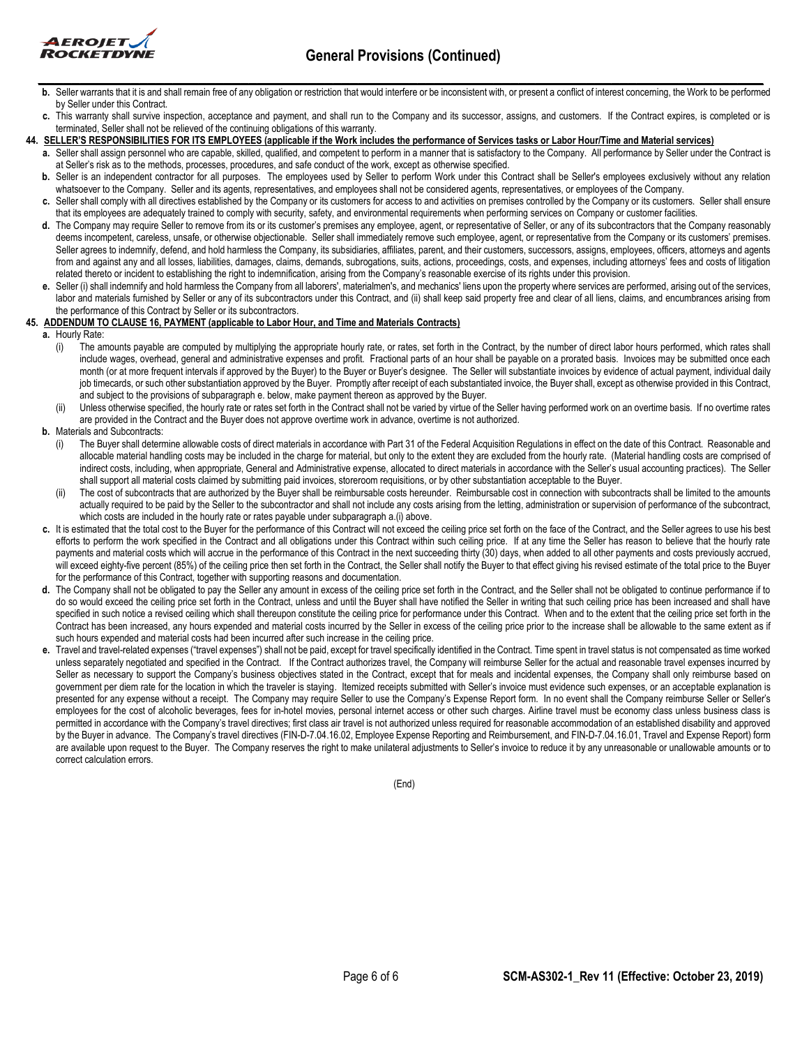**b.** Seller warrants that it is and shall remain free of any obligation or restriction that would interfere or be inconsistent with, or present a conflict of interest concerning, the Work to be performed by Seller under this Contract.

**c.** This warranty shall survive inspection, acceptance and payment, and shall run to the Company and its successor, assigns, and customers. If the Contract expires, is completed or is terminated, Seller shall not be relieved of the continuing obligations of this warranty.

**44. SELLER'S RESPONSIBILITIES FOR ITS EMPLOYEES (applicable if the Work includes the performance of Services tasks or Labor Hour/Time and Material services)**

**a.** Seller shall assign personnel who are capable, skilled, qualified, and competent to perform in a manner that is satisfactory to the Company. All performance by Seller under the Contract is at Seller's risk as to the methods, processes, procedures, and safe conduct of the work, except as otherwise specified.

**b.** Seller is an independent contractor for all purposes. The employees used by Seller to perform Work under this Contract shall be Seller's employees exclusively without any relation whatsoever to the Company. Seller and its agents, representatives, and employees shall not be considered agents, representatives, or employees of the Company.

**c.** Seller shall comply with all directives established by the Company or its customers for access to and activities on premises controlled by the Company or its customers. Seller shall ensure that its employees are adequately trained to comply with security, safety, and environmental requirements when performing services on Company or customer facilities.

**d.** The Company may require Seller to remove from its or its customer's premises any employee, agent, or representative of Seller, or any of its subcontractors that the Company reasonably deems incompetent, careless, unsafe, or otherwise objectionable. Seller shall immediately remove such employee, agent, or representative from the Company or its customers' premises. Seller agrees to indemnify, defend, and hold harmless the Company, its subsidiaries, affiliates, parent, and their customers, successors, assigns, employees, officers, attorneys and agents from and against any and all losses, liabilities, damages, claims, demands, subrogations, suits, actions, proceedings, costs, and expenses, including attorneys' fees and costs of litigation related thereto or incident to establishing the right to indemnification, arising from the Company's reasonable exercise of its rights under this provision.

**e.** Seller (i) shall indemnify and hold harmless the Company from all laborers', materialmen's, and mechanics' liens upon the property where services are performed, arising out of the services, labor and materials furnished by Seller or any of its subcontractors under this Contract, and (ii) shall keep said property free and clear of all liens, claims, and encumbrances arising from the performance of this Contract by Seller or its subcontractors.

**45. ADDENDUM TO CLAUSE 16, PAYMENT (applicable to Labor Hour, and Time and Materials Contracts)**

**a.** Hourly Rate:

(i) The amounts payable are computed by multiplying the appropriate hourly rate, or rates, set forth in the Contract, by the number of direct labor hours performed, which rates shall include wages, overhead, general and administrative expenses and profit. Fractional parts of an hour shall be payable on a prorated basis. Invoices may be submitted once each month (or at more frequent intervals if approved by the Buyer) to the Buyer or Buyer's designee. The Seller will substantiate invoices by evidence of actual payment, individual daily job timecards, or such other substantiation approved by the Buyer. Promptly after receipt of each substantiated invoice, the Buyer shall, except as otherwise provided in this Contract, and subject to the provisions of subparagraph e. below, make payment thereon as approved by the Buyer.

(ii) Unless otherwise specified, the hourly rate or rates set forth in the Contract shall not be varied by virtue of the Seller having performed work on an overtime basis. If no overtime rates are provided in the Contract and the Buyer does not approve overtime work in advance, overtime is not authorized.

**b.** Materials and Subcontracts:

(i) The Buyer shall determine allowable costs of direct materials in accordance with Part 31 of the Federal Acquisition Regulations in effect on the date of this Contract. Reasonable and allocable material handling costs may be included in the charge for material, but only to the extent they are excluded from the hourly rate. (Material handling costs are comprised of indirect costs, including, when appropriate, General and Administrative expense, allocated to direct materials in accordance with the Seller's usual accounting practices). The Seller shall support all material costs claimed by submitting paid invoices, storeroom requisitions, or by other substantiation acceptable to the Buyer.

(ii) The cost of subcontracts that are authorized by the Buyer shall be reimbursable costs hereunder. Reimbursable cost in connection with subcontracts shall be limited to the amounts actually required to be paid by the Seller to the subcontractor and shall not include any costs arising from the letting, administration or supervision of performance of the subcontract, which costs are included in the hourly rate or rates payable under subparagraph a.(i) above.

**c.** It is estimated that the total cost to the Buyer for the performance of this Contract will not exceed the ceiling price set forth on the face of the Contract, and the Seller agrees to use his best efforts to perform the work specified in the Contract and all obligations under this Contract within such ceiling price. If at any time the Seller has reason to believe that the hourly rate payments and material costs which will accrue in the performance of this Contract in the next succeeding thirty (30) days, when added to all other payments and costs previously accrued, will exceed eighty-five percent (85%) of the ceiling price then set forth in the Contract, the Seller shall notify the Buyer to that effect giving his revised estimate of the total price to the Buyer for the performance of this Contract, together with supporting reasons and documentation.

**d.** The Company shall not be obligated to pay the Seller any amount in excess of the ceiling price set forth in the Contract, and the Seller shall not be obligated to continue performance if to do so would exceed the ceiling price set forth in the Contract, unless and until the Buyer shall have notified the Seller in writing that such ceiling price has been increased and shall have specified in such notice a revised ceiling which shall thereupon constitute the ceiling price for performance under this Contract. When and to the extent that the ceiling price set forth in the Contract has been increased, any hours expended and material costs incurred by the Seller in excess of the ceiling price prior to the increase shall be allowable to the same extent as if such hours expended and material costs had been incurred after such increase in the ceiling price.

**e.** Travel and travel-related expenses ("travel expenses") shall not be paid, except for travel specifically identified in the Contract. Time spent in travel status is not compensated as time worked unless separately negotiated and specified in the Contract. If the Contract authorizes travel, the Company will reimburse Seller for the actual and reasonable travel expenses incurred by Seller as necessary to support the Company's business objectives stated in the Contract, except that for meals and incidental expenses, the Company shall only reimburse based on government per diem rate for the location in which the traveler is staying. Itemized receipts submitted with Seller's invoice must evidence such expenses, or an acceptable explanation is presented for any expense without a receipt. The Company may require Seller to use the Company's Expense Report form. In no event shall the Company reimburse Seller or Seller's employees for the cost of alcoholic beverages, fees for in-hotel movies, personal internet access or other such charges. Airline travel must be economy class unless business class is permitted in accordance with the Company's travel directives; first class air travel is not authorized unless required for reasonable accommodation of an established disability and approved by the Buyer in advance. The Company's travel directives (FIN-D-7.04.16.02, Employee Expense Reporting and Reimbursement, and FIN-D-7.04.16.01, Travel and Expense Report) form are available upon request to the Buyer. The Company reserves the right to make unilateral adjustments to Seller's invoice to reduce it by any unreasonable or unallowable amounts or to correct calculation errors.

(End)